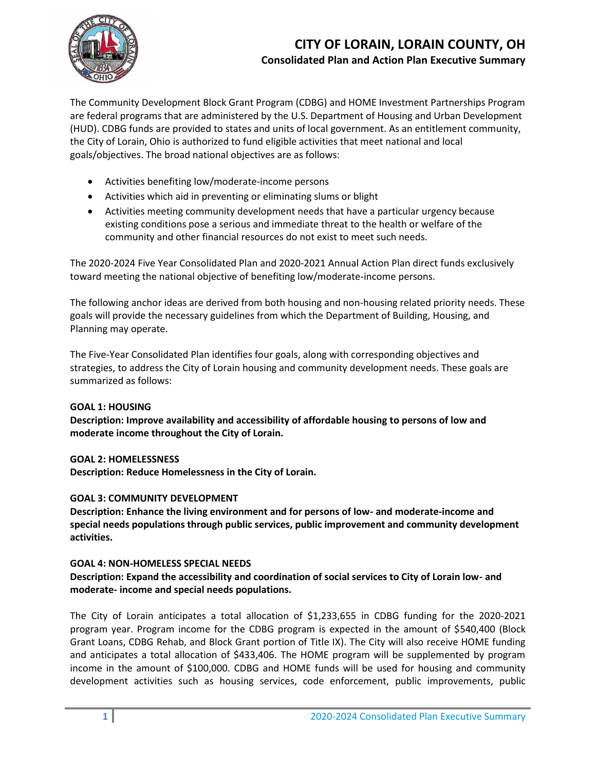# CITY OF LORAIN, LORAIN COUNTY, OH

## Consolidated Plan and Action Plan Executive Summary

The Community Development Block Grant Program (CDBG) and HOME Investment Partnerships Program are federal programs that are administered by the U.S. Department of Housing and Urban Development (HUD). CDBG funds are provided to states and units of local government. As an entitlement community, the City of Lorain, Ohio is authorized to fund eligible activities that meet national and local goals/objectives. The broad national objectives are as follows:

- Activities benefiting low/moderate-income persons
- Activities which aid in preventing or eliminating slums or blight
- Activities meeting community development needs that have a particular urgency because existing conditions pose a serious and immediate threat to the health or welfare of the community and other financial resources do not exist to meet such needs.

The 2020-2024 Five Year Consolidated Plan and 2020-2021 Annual Action Plan direct funds exclusively toward meeting the national objective of benefiting low/moderate-income persons.

The following anchor ideas are derived from both housing and non-housing related priority needs. These goals will provide the necessary guidelines from which the Department of Building, Housing, and Planning may operate.

The Five-Year Consolidated Plan identifies four goals, along with corresponding objectives and strategies, to address the City of Lorain housing and community development needs. These goals are summarized as follows:

**GOAL 1: HOUSING**
**Description: Improve availability and accessibility of affordable housing to persons of low and moderate income throughout the City of Lorain.**

**GOAL 2: HOMELESSNESS**
**Description: Reduce Homelessness in the City of Lorain.**

**GOAL 3: COMMUNITY DEVELOPMENT**
**Description: Enhance the living environment and for persons of low- and moderate-income and special needs populations through public services, public improvement and community development activities.**

**GOAL 4: NON-HOMELESS SPECIAL NEEDS**
**Description: Expand the accessibility and coordination of social services to City of Lorain low- and moderate- income and special needs populations.**

The City of Lorain anticipates a total allocation of $1,233,655 in CDBG funding for the 2020-2021 program year. Program income for the CDBG program is expected in the amount of $540,400 (Block Grant Loans, CDBG Rehab, and Block Grant portion of Title IX). The City will also receive HOME funding and anticipates a total allocation of $433,406. The HOME program will be supplemented by program income in the amount of $100,000. CDBG and HOME funds will be used for housing and community development activities such as housing services, code enforcement, public improvements, public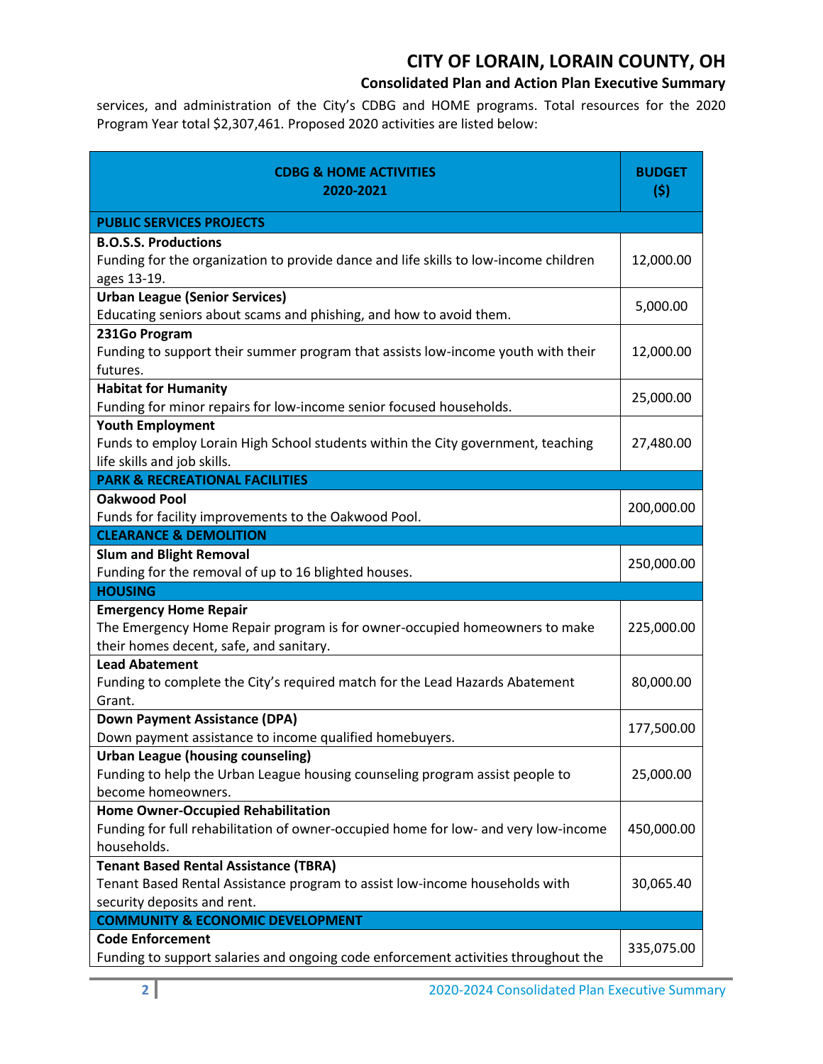services, and administration of the City's CDBG and HOME programs. Total resources for the 2020 Program Year total $2,307,461. Proposed 2020 activities are listed below:

| CDBG & HOME ACTIVITIES 2020-2021 | BUDGET ($) |
|---|---|
| **PUBLIC SERVICES PROJECTS** | |
| **B.O.S.S. Productions**<br>Funding for the organization to provide dance and life skills to low-income children ages 13-19. | 12,000.00 |
| **Urban League (Senior Services)**<br>Educating seniors about scams and phishing, and how to avoid them. | 5,000.00 |
| **231Go Program**<br>Funding to support their summer program that assists low-income youth with their futures. | 12,000.00 |
| **Habitat for Humanity**<br>Funding for minor repairs for low-income senior focused households. | 25,000.00 |
| **Youth Employment**<br>Funds to employ Lorain High School students within the City government, teaching life skills and job skills. | 27,480.00 |
| **PARK & RECREATIONAL FACILITIES** | |
| **Oakwood Pool**<br>Funds for facility improvements to the Oakwood Pool. | 200,000.00 |
| **CLEARANCE & DEMOLITION** | |
| **Slum and Blight Removal**<br>Funding for the removal of up to 16 blighted houses. | 250,000.00 |
| **HOUSING** | |
| **Emergency Home Repair**<br>The Emergency Home Repair program is for owner-occupied homeowners to make their homes decent, safe, and sanitary. | 225,000.00 |
| **Lead Abatement**<br>Funding to complete the City's required match for the Lead Hazards Abatement Grant. | 80,000.00 |
| **Down Payment Assistance (DPA)**<br>Down payment assistance to income qualified homebuyers. | 177,500.00 |
| **Urban League (housing counseling)**<br>Funding to help the Urban League housing counseling program assist people to become homeowners. | 25,000.00 |
| **Home Owner-Occupied Rehabilitation**<br>Funding for full rehabilitation of owner-occupied home for low- and very low-income households. | 450,000.00 |
| **Tenant Based Rental Assistance (TBRA)**<br>Tenant Based Rental Assistance program to assist low-income households with security deposits and rent. | 30,065.40 |
| **COMMUNITY & ECONOMIC DEVELOPMENT** | |
| **Code Enforcement**<br>Funding to support salaries and ongoing code enforcement activities throughout the | 335,075.00 |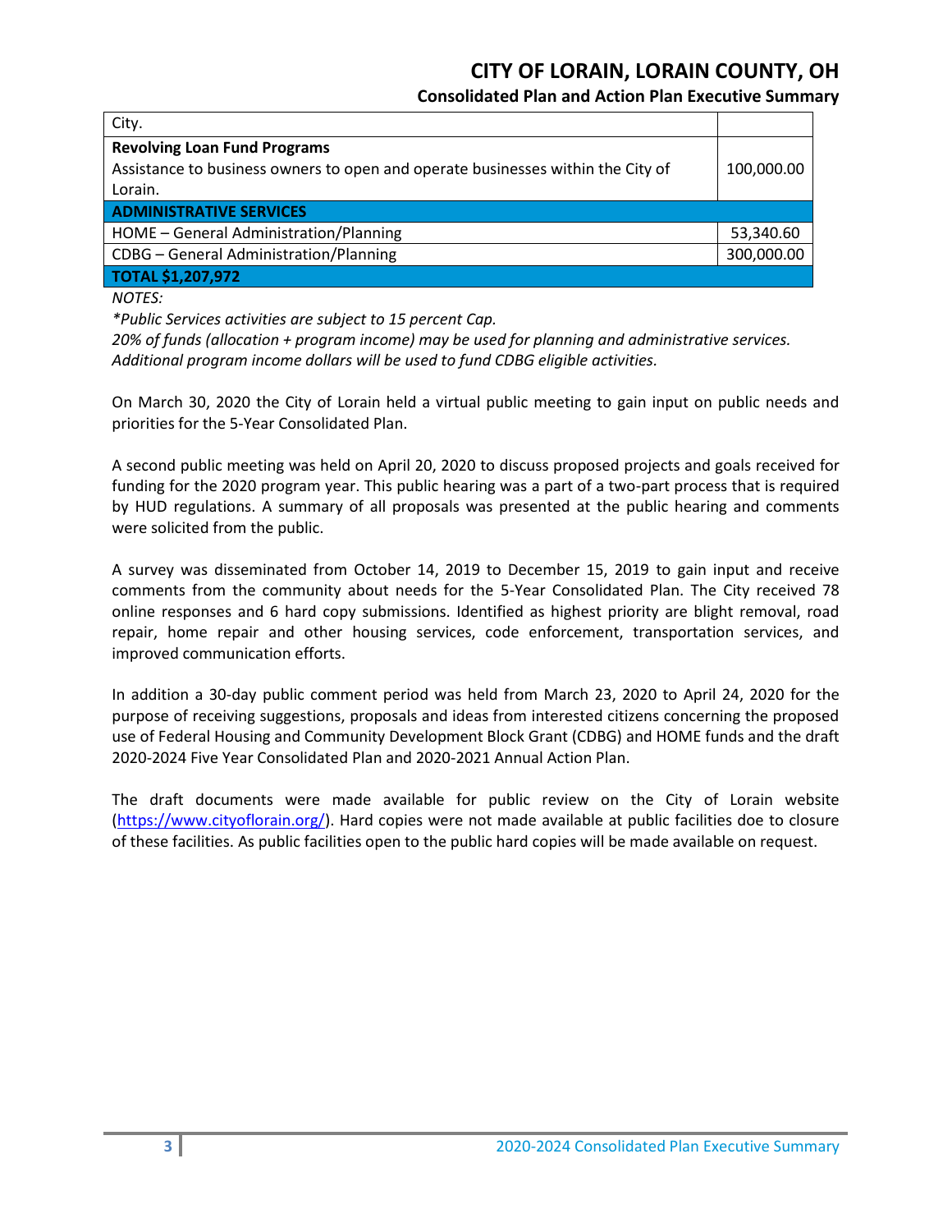| | |
|---|---|
| City. | |
| **Revolving Loan Fund Programs**<br>Assistance to business owners to open and operate businesses within the City of Lorain. | 100,000.00 |
| **ADMINISTRATIVE SERVICES** | |
| HOME – General Administration/Planning | 53,340.60 |
| CDBG – General Administration/Planning | 300,000.00 |
| **TOTAL $1,207,972** | |

*NOTES:*

*\*Public Services activities are subject to 15 percent Cap.*

*20% of funds (allocation + program income) may be used for planning and administrative services.*

*Additional program income dollars will be used to fund CDBG eligible activities.*

On March 30, 2020 the City of Lorain held a virtual public meeting to gain input on public needs and priorities for the 5-Year Consolidated Plan.

A second public meeting was held on April 20, 2020 to discuss proposed projects and goals received for funding for the 2020 program year. This public hearing was a part of a two-part process that is required by HUD regulations. A summary of all proposals was presented at the public hearing and comments were solicited from the public.

A survey was disseminated from October 14, 2019 to December 15, 2019 to gain input and receive comments from the community about needs for the 5-Year Consolidated Plan. The City received 78 online responses and 6 hard copy submissions. Identified as highest priority are blight removal, road repair, home repair and other housing services, code enforcement, transportation services, and improved communication efforts.

In addition a 30-day public comment period was held from March 23, 2020 to April 24, 2020 for the purpose of receiving suggestions, proposals and ideas from interested citizens concerning the proposed use of Federal Housing and Community Development Block Grant (CDBG) and HOME funds and the draft 2020-2024 Five Year Consolidated Plan and 2020-2021 Annual Action Plan.

The draft documents were made available for public review on the City of Lorain website ([https://www.cityoflorain.org/](https://www.cityoflorain.org/)). Hard copies were not made available at public facilities doe to closure of these facilities. As public facilities open to the public hard copies will be made available on request.